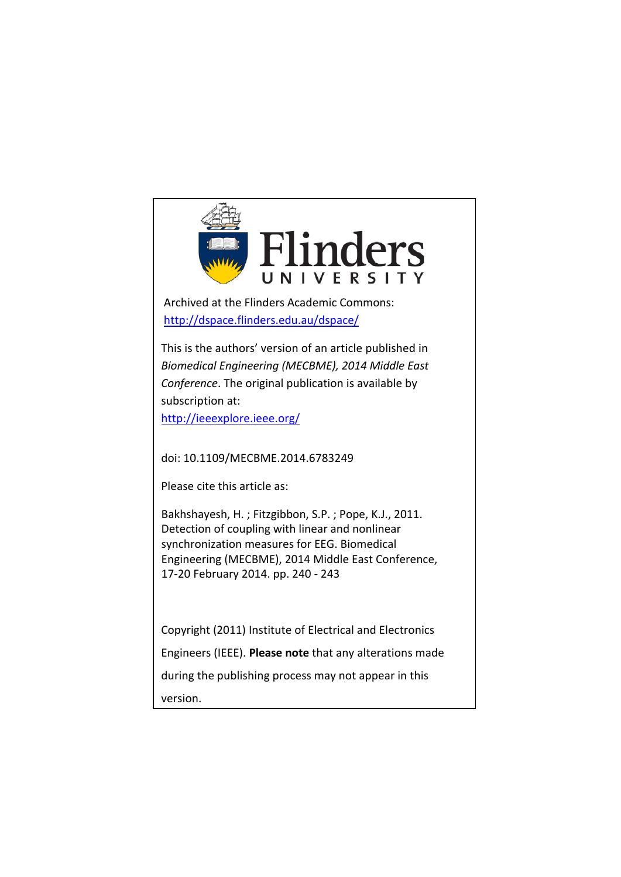Flinders UNIVERSITY

Archived at the Flinders Academic Commons:
[http://dspace.flinders.edu.au/dspace/](http://dspace.flinders.edu.au/dspace/)

This is the authors' version of an article published in *Biomedical Engineering (MECBME), 2014 Middle East Conference*. The original publication is available by subscription at:
[http://ieeexplore.ieee.org/](http://ieeexplore.ieee.org/)

doi: 10.1109/MECBME.2014.6783249

Please cite this article as:

Bakhshayesh, H. ; Fitzgibbon, S.P. ; Pope, K.J., 2011. Detection of coupling with linear and nonlinear synchronization measures for EEG. Biomedical Engineering (MECBME), 2014 Middle East Conference, 17-20 February 2014. pp. 240 - 243

Copyright (2011) Institute of Electrical and Electronics Engineers (IEEE). **Please note** that any alterations made during the publishing process may not appear in this version.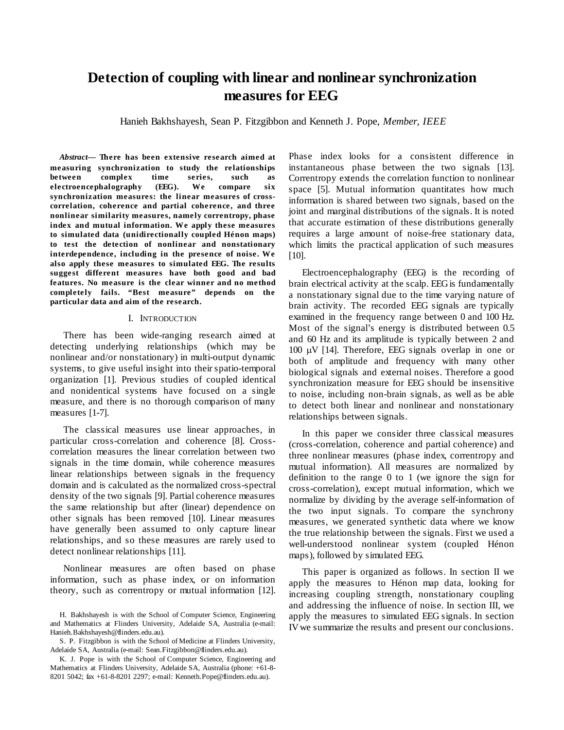# Detection of coupling with linear and nonlinear synchronization measures for EEG

Hanieh Bakhshayesh, Sean P. Fitzgibbon and Kenneth J. Pope, *Member, IEEE*

***Abstract*— There has been extensive research aimed at measuring synchronization to study the relationships between complex time series, such as electroencephalography (EEG). We compare six synchronization measures: the linear measures of cross-correlation, coherence and partial coherence, and three nonlinear similarity measures, namely correntropy, phase index and mutual information. We apply these measures to simulated data (unidirectionally coupled Hénon maps) to test the detection of nonlinear and nonstationary interdependence, including in the presence of noise. We also apply these measures to simulated EEG. The results suggest different measures have both good and bad features. No measure is the clear winner and no method completely fails. "Best measure" depends on the particular data and aim of the research.**

## I. Introduction

There has been wide-ranging research aimed at detecting underlying relationships (which may be nonlinear and/or nonstationary) in multi-output dynamic systems, to give useful insight into their spatio-temporal organization [1]. Previous studies of coupled identical and nonidentical systems have focused on a single measure, and there is no thorough comparison of many measures [1-7].

The classical measures use linear approaches, in particular cross-correlation and coherence [8]. Cross-correlation measures the linear correlation between two signals in the time domain, while coherence measures linear relationships between signals in the frequency domain and is calculated as the normalized cross-spectral density of the two signals [9]. Partial coherence measures the same relationship but after (linear) dependence on other signals has been removed [10]. Linear measures have generally been assumed to only capture linear relationships, and so these measures are rarely used to detect nonlinear relationships [11].

Nonlinear measures are often based on phase information, such as phase index, or on information theory, such as correntropy or mutual information [12]. Phase index looks for a consistent difference in instantaneous phase between the two signals [13]. Correntropy extends the correlation function to nonlinear space [5]. Mutual information quantitates how much information is shared between two signals, based on the joint and marginal distributions of the signals. It is noted that accurate estimation of these distributions generally requires a large amount of noise-free stationary data, which limits the practical application of such measures [10].

Electroencephalography (EEG) is the recording of brain electrical activity at the scalp. EEG is fundamentally a nonstationary signal due to the time varying nature of brain activity. The recorded EEG signals are typically examined in the frequency range between 0 and 100 Hz. Most of the signal's energy is distributed between 0.5 and 60 Hz and its amplitude is typically between 2 and 100 $\mu$V [14]. Therefore, EEG signals overlap in one or both of amplitude and frequency with many other biological signals and external noises. Therefore a good synchronization measure for EEG should be insensitive to noise, including non-brain signals, as well as be able to detect both linear and nonlinear and nonstationary relationships between signals.

In this paper we consider three classical measures (cross-correlation, coherence and partial coherence) and three nonlinear measures (phase index, correntropy and mutual information). All measures are normalized by definition to the range 0 to 1 (we ignore the sign for cross-correlation), except mutual information, which we normalize by dividing by the average self-information of the two input signals. To compare the synchrony measures, we generated synthetic data where we know the true relationship between the signals. First we used a well-understood nonlinear system (coupled Hénon maps), followed by simulated EEG.

This paper is organized as follows. In section II we apply the measures to Hénon map data, looking for increasing coupling strength, nonstationary coupling and addressing the influence of noise. In section III, we apply the measures to simulated EEG signals. In section IV we summarize the results and present our conclusions.

H. Bakhshayesh is with the School of Computer Science, Engineering and Mathematics at Flinders University, Adelaide SA, Australia (e-mail: Hanieh.Bakhshayesh@flinders.edu.au).

S. P. Fitzgibbon is with the School of Medicine at Flinders University, Adelaide SA, Australia (e-mail: Sean.Fitzgibbon@flinders.edu.au).

K. J. Pope is with the School of Computer Science, Engineering and Mathematics at Flinders University, Adelaide SA, Australia (phone: +61-8-8201 5042; fax +61-8-8201 2297; e-mail: Kenneth.Pope@flinders.edu.au).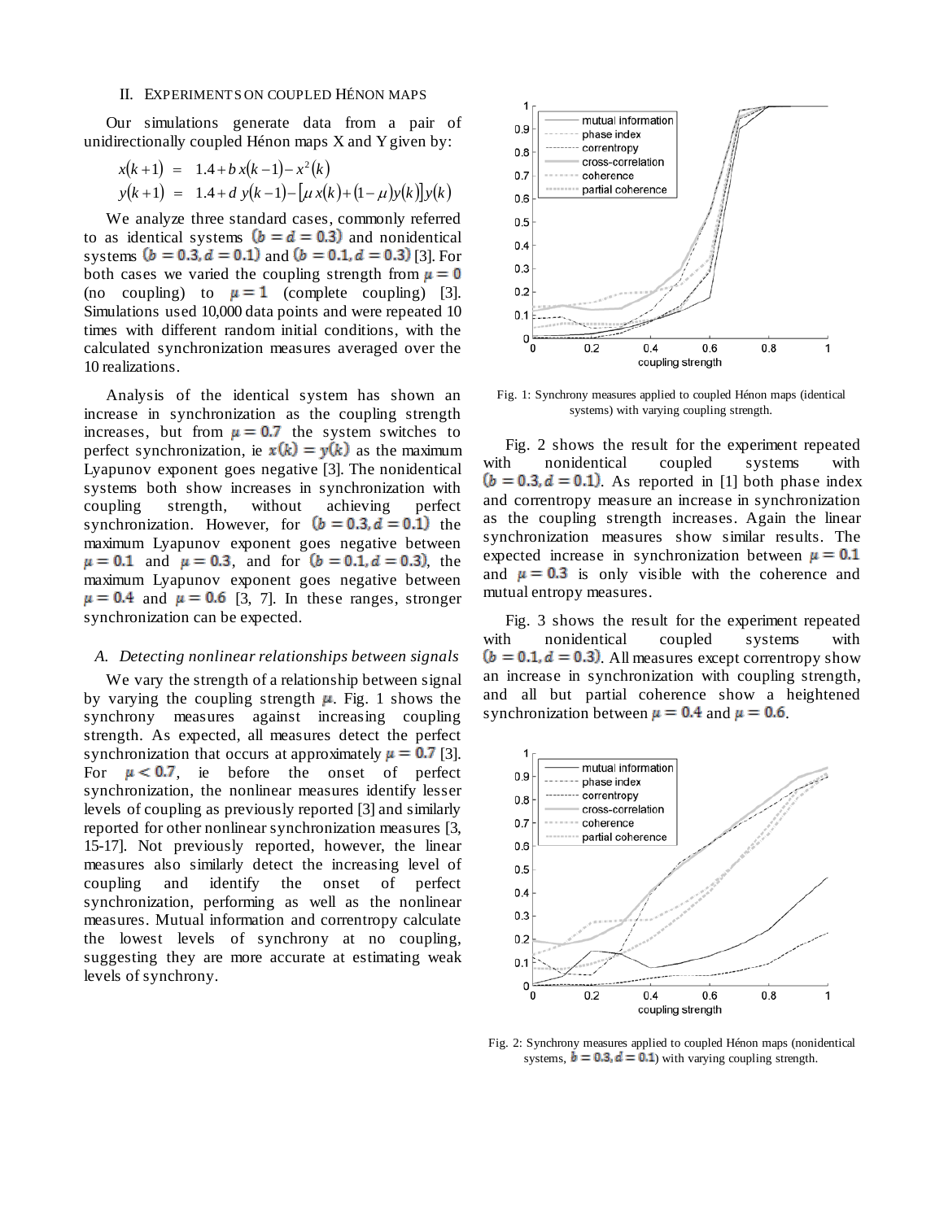## II. EXPERIMENTS ON COUPLED HÉNON MAPS

Our simulations generate data from a pair of unidirectionally coupled Hénon maps X and Y given by:

$$x(k+1) = 1.4 + b\,x(k-1) - x^2(k)$$
$$y(k+1) = 1.4 + d\,y(k-1) - [\mu\,x(k) + (1-\mu)y(k)]\,y(k)$$

We analyze three standard cases, commonly referred to as identical systems $(b = d = 0.3)$ and nonidentical systems $(b = 0.3, d = 0.1)$ and $(b = 0.1, d = 0.3)$ [3]. For both cases we varied the coupling strength from $\mu = 0$ (no coupling) to $\mu = 1$ (complete coupling) [3]. Simulations used 10,000 data points and were repeated 10 times with different random initial conditions, with the calculated synchronization measures averaged over the 10 realizations.

Analysis of the identical system has shown an increase in synchronization as the coupling strength increases, but from $\mu = 0.7$ the system switches to perfect synchronization, ie $x(k) = y(k)$ as the maximum Lyapunov exponent goes negative [3]. The nonidentical systems both show increases in synchronization with coupling strength, without achieving perfect synchronization. However, for $(b = 0.3, d = 0.1)$ the maximum Lyapunov exponent goes negative between $\mu = 0.1$ and $\mu = 0.3$, and for $(b = 0.1, d = 0.3)$, the maximum Lyapunov exponent goes negative between $\mu = 0.4$ and $\mu = 0.6$ [3, 7]. In these ranges, stronger synchronization can be expected.

### *A. Detecting nonlinear relationships between signals*

We vary the strength of a relationship between signal by varying the coupling strength $\mu$. Fig. 1 shows the synchrony measures against increasing coupling strength. As expected, all measures detect the perfect synchronization that occurs at approximately $\mu = 0.7$ [3]. For $\mu < 0.7$, ie before the onset of perfect synchronization, the nonlinear measures identify lesser levels of coupling as previously reported [3] and similarly reported for other nonlinear synchronization measures [3, 15-17]. Not previously reported, however, the linear measures also similarly detect the increasing level of coupling and identify the onset of perfect synchronization, performing as well as the nonlinear measures. Mutual information and correntropy calculate the lowest levels of synchrony at no coupling, suggesting they are more accurate at estimating weak levels of synchrony.

Fig. 1: Synchrony measures applied to coupled Hénon maps (identical systems) with varying coupling strength.

Fig. 2 shows the result for the experiment repeated with nonidentical coupled systems with $(b = 0.3, d = 0.1)$. As reported in [1] both phase index and correntropy measure an increase in synchronization as the coupling strength increases. Again the linear synchronization measures show similar results. The expected increase in synchronization between $\mu = 0.1$ and $\mu = 0.3$ is only visible with the coherence and mutual entropy measures.

Fig. 3 shows the result for the experiment repeated with nonidentical coupled systems with $(b = 0.1, d = 0.3)$. All measures except correntropy show an increase in synchronization with coupling strength, and all but partial coherence show a heightened synchronization between $\mu = 0.4$ and $\mu = 0.6$.

Fig. 2: Synchrony measures applied to coupled Hénon maps (nonidentical systems, $b = 0.3, d = 0.1$) with varying coupling strength.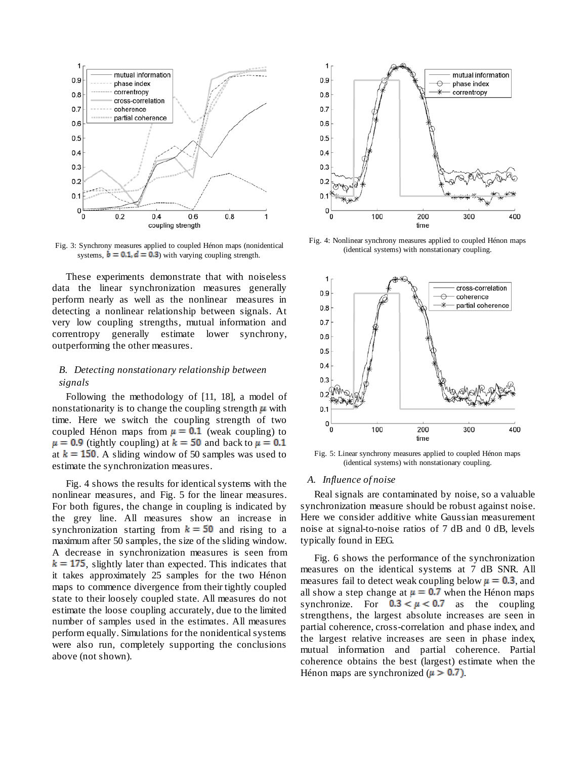Fig. 3: Synchrony measures applied to coupled Hénon maps (nonidentical systems, $b = 0.1, d = 0.3$) with varying coupling strength.

These experiments demonstrate that with noiseless data the linear synchronization measures generally perform nearly as well as the nonlinear measures in detecting a nonlinear relationship between signals. At very low coupling strengths, mutual information and correntropy generally estimate lower synchrony, outperforming the other measures.

### *B. Detecting nonstationary relationship between signals*

Following the methodology of [11, 18], a model of nonstationarity is to change the coupling strength $\mu$ with time. Here we switch the coupling strength of two coupled Hénon maps from $\mu = 0.1$ (weak coupling) to $\mu = 0.9$ (tightly coupling) at $k = 50$ and back to $\mu = 0.1$ at $k = 150$. A sliding window of 50 samples was used to estimate the synchronization measures.

Fig. 4 shows the results for identical systems with the nonlinear measures, and Fig. 5 for the linear measures. For both figures, the change in coupling is indicated by the grey line. All measures show an increase in synchronization starting from $k = 50$ and rising to a maximum after 50 samples, the size of the sliding window. A decrease in synchronization measures is seen from $k = 175$, slightly later than expected. This indicates that it takes approximately 25 samples for the two Hénon maps to commence divergence from their tightly coupled state to their loosely coupled state. All measures do not estimate the loose coupling accurately, due to the limited number of samples used in the estimates. All measures perform equally. Simulations for the nonidentical systems were also run, completely supporting the conclusions above (not shown).

Fig. 4: Nonlinear synchrony measures applied to coupled Hénon maps (identical systems) with nonstationary coupling.

Fig. 5: Linear synchrony measures applied to coupled Hénon maps (identical systems) with nonstationary coupling.

### *A. Influence of noise*

Real signals are contaminated by noise, so a valuable synchronization measure should be robust against noise. Here we consider additive white Gaussian measurement noise at signal-to-noise ratios of 7 dB and 0 dB, levels typically found in EEG.

Fig. 6 shows the performance of the synchronization measures on the identical systems at 7 dB SNR. All measures fail to detect weak coupling below $\mu = 0.3$, and all show a step change at $\mu = 0.7$ when the Hénon maps synchronize. For $0.3 < \mu < 0.7$ as the coupling strengthens, the largest absolute increases are seen in partial coherence, cross-correlation and phase index, and the largest relative increases are seen in phase index, mutual information and partial coherence. Partial coherence obtains the best (largest) estimate when the Hénon maps are synchronized ($\mu > 0.7$).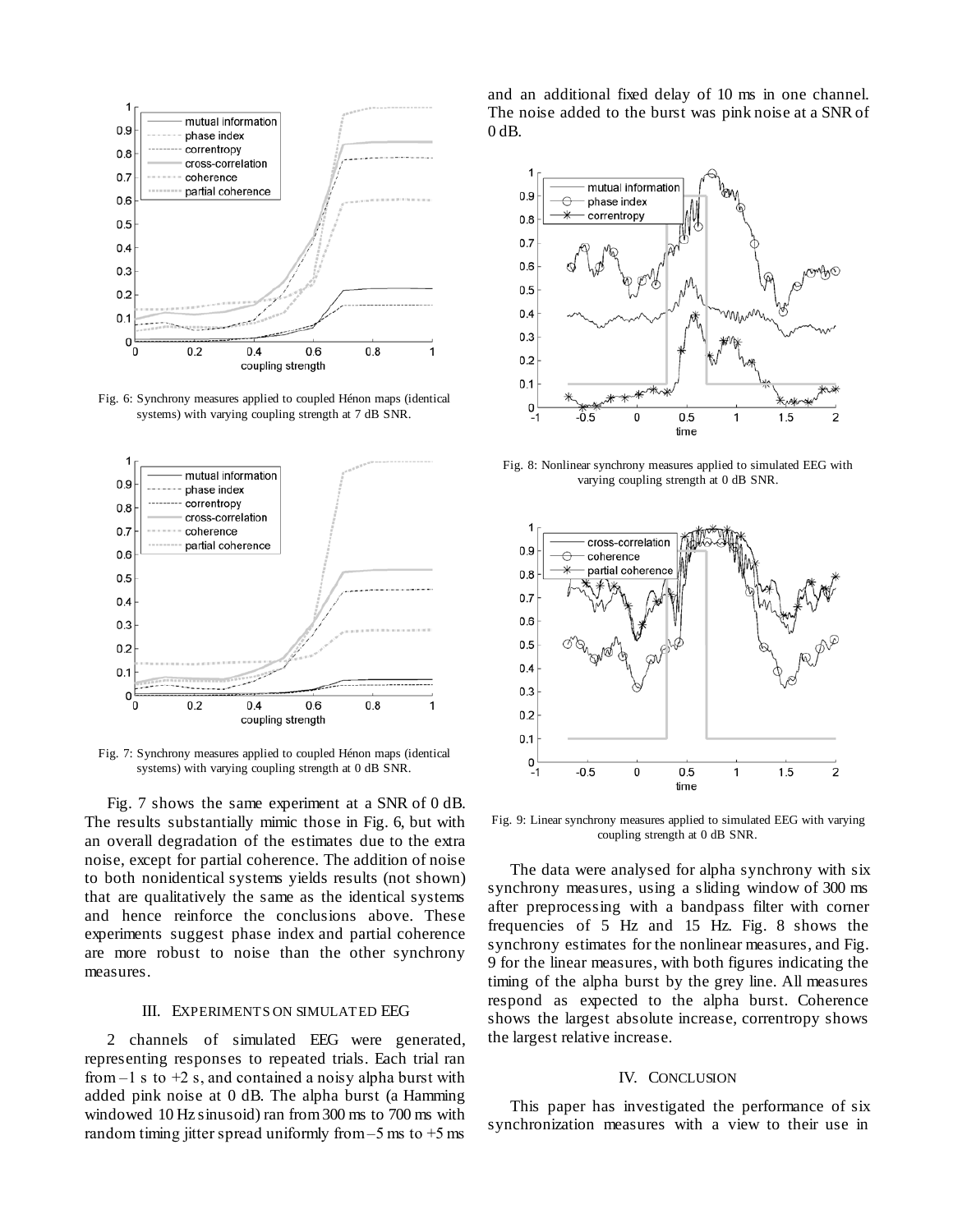Fig. 6: Synchrony measures applied to coupled Hénon maps (identical systems) with varying coupling strength at 7 dB SNR.

Fig. 7: Synchrony measures applied to coupled Hénon maps (identical systems) with varying coupling strength at 0 dB SNR.

Fig. 7 shows the same experiment at a SNR of 0 dB. The results substantially mimic those in Fig. 6, but with an overall degradation of the estimates due to the extra noise, except for partial coherence. The addition of noise to both nonidentical systems yields results (not shown) that are qualitatively the same as the identical systems and hence reinforce the conclusions above. These experiments suggest phase index and partial coherence are more robust to noise than the other synchrony measures.

## III. Experiments on Simulated EEG

2 channels of simulated EEG were generated, representing responses to repeated trials. Each trial ran from –1 s to +2 s, and contained a noisy alpha burst with added pink noise at 0 dB. The alpha burst (a Hamming windowed 10 Hz sinusoid) ran from 300 ms to 700 ms with random timing jitter spread uniformly from –5 ms to +5 ms and an additional fixed delay of 10 ms in one channel. The noise added to the burst was pink noise at a SNR of 0 dB.

Fig. 8: Nonlinear synchrony measures applied to simulated EEG with varying coupling strength at 0 dB SNR.

Fig. 9: Linear synchrony measures applied to simulated EEG with varying coupling strength at 0 dB SNR.

The data were analysed for alpha synchrony with six synchrony measures, using a sliding window of 300 ms after preprocessing with a bandpass filter with corner frequencies of 5 Hz and 15 Hz. Fig. 8 shows the synchrony estimates for the nonlinear measures, and Fig. 9 for the linear measures, with both figures indicating the timing of the alpha burst by the grey line. All measures respond as expected to the alpha burst. Coherence shows the largest absolute increase, correntropy shows the largest relative increase.

## IV. Conclusion

This paper has investigated the performance of six synchronization measures with a view to their use in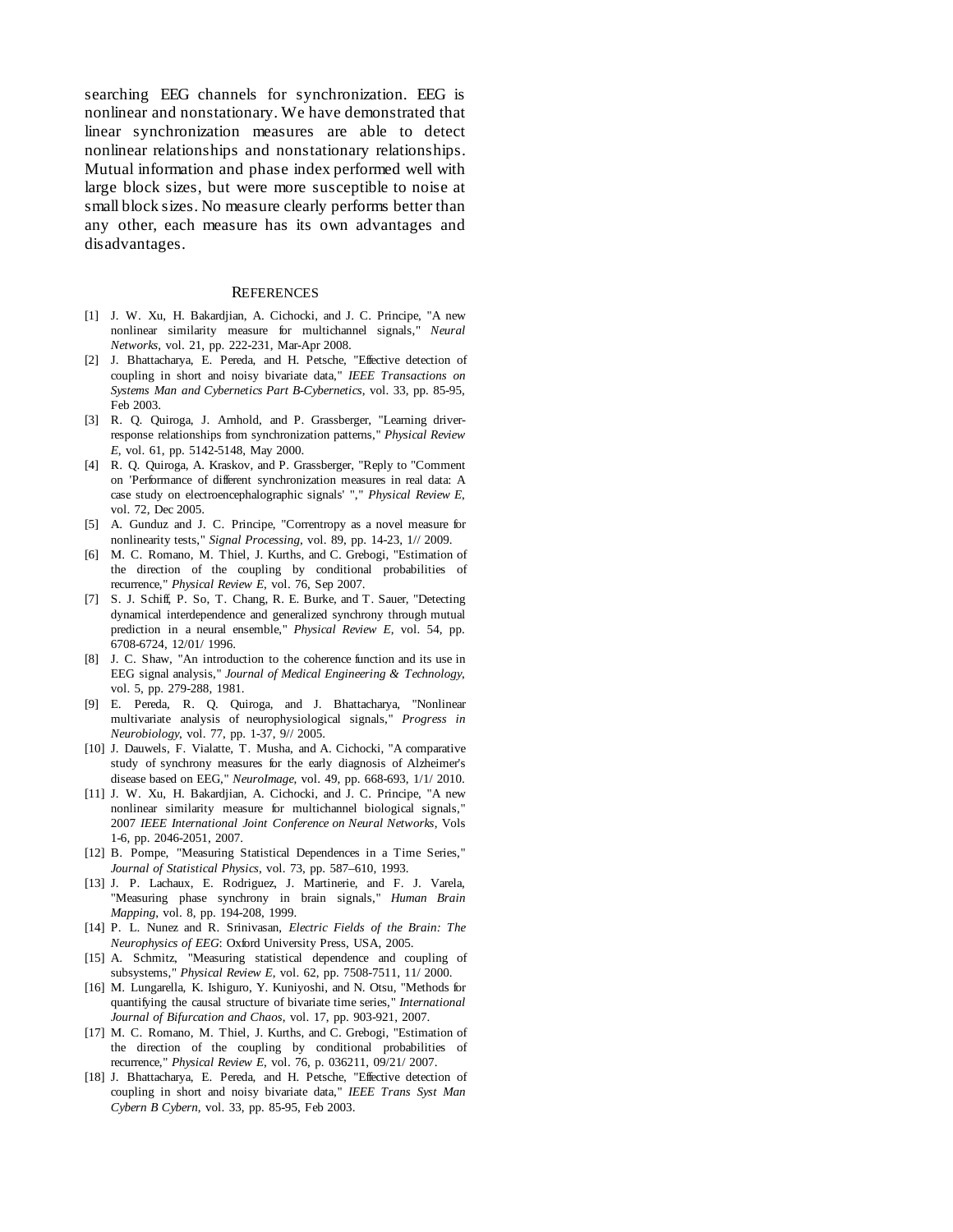searching EEG channels for synchronization. EEG is nonlinear and nonstationary. We have demonstrated that linear synchronization measures are able to detect nonlinear relationships and nonstationary relationships. Mutual information and phase index performed well with large block sizes, but were more susceptible to noise at small block sizes. No measure clearly performs better than any other, each measure has its own advantages and disadvantages.

## REFERENCES

[1] J. W. Xu, H. Bakardjian, A. Cichocki, and J. C. Principe, "A new nonlinear similarity measure for multichannel signals," *Neural Networks*, vol. 21, pp. 222-231, Mar-Apr 2008.

[2] J. Bhattacharya, E. Pereda, and H. Petsche, "Effective detection of coupling in short and noisy bivariate data," *IEEE Transactions on Systems Man and Cybernetics Part B-Cybernetics*, vol. 33, pp. 85-95, Feb 2003.

[3] R. Q. Quiroga, J. Arnhold, and P. Grassberger, "Learning driver-response relationships from synchronization patterns," *Physical Review E*, vol. 61, pp. 5142-5148, May 2000.

[4] R. Q. Quiroga, A. Kraskov, and P. Grassberger, "Reply to "Comment on 'Performance of different synchronization measures in real data: A case study on electroencephalographic signals' "," *Physical Review E*, vol. 72, Dec 2005.

[5] A. Gunduz and J. C. Principe, "Correntropy as a novel measure for nonlinearity tests," *Signal Processing*, vol. 89, pp. 14-23, 1// 2009.

[6] M. C. Romano, M. Thiel, J. Kurths, and C. Grebogi, "Estimation of the direction of the coupling by conditional probabilities of recurrence," *Physical Review E*, vol. 76, Sep 2007.

[7] S. J. Schiff, P. So, T. Chang, R. E. Burke, and T. Sauer, "Detecting dynamical interdependence and generalized synchrony through mutual prediction in a neural ensemble," *Physical Review E*, vol. 54, pp. 6708-6724, 12/01/ 1996.

[8] J. C. Shaw, "An introduction to the coherence function and its use in EEG signal analysis," *Journal of Medical Engineering & Technology*, vol. 5, pp. 279-288, 1981.

[9] E. Pereda, R. Q. Quiroga, and J. Bhattacharya, "Nonlinear multivariate analysis of neurophysiological signals," *Progress in Neurobiology*, vol. 77, pp. 1-37, 9// 2005.

[10] J. Dauwels, F. Vialatte, T. Musha, and A. Cichocki, "A comparative study of synchrony measures for the early diagnosis of Alzheimer's disease based on EEG," *NeuroImage*, vol. 49, pp. 668-693, 1/1/ 2010.

[11] J. W. Xu, H. Bakardjian, A. Cichocki, and J. C. Principe, "A new nonlinear similarity measure for multichannel biological signals," 2007 *IEEE International Joint Conference on Neural Networks*, Vols 1-6, pp. 2046-2051, 2007.

[12] B. Pompe, "Measuring Statistical Dependences in a Time Series," *Journal of Statistical Physics*, vol. 73, pp. 587–610, 1993.

[13] J. P. Lachaux, E. Rodriguez, J. Martinerie, and F. J. Varela, "Measuring phase synchrony in brain signals," *Human Brain Mapping*, vol. 8, pp. 194-208, 1999.

[14] P. L. Nunez and R. Srinivasan, *Electric Fields of the Brain: The Neurophysics of EEG*: Oxford University Press, USA, 2005.

[15] A. Schmitz, "Measuring statistical dependence and coupling of subsystems," *Physical Review E*, vol. 62, pp. 7508-7511, 11/ 2000.

[16] M. Lungarella, K. Ishiguro, Y. Kuniyoshi, and N. Otsu, "Methods for quantifying the causal structure of bivariate time series," *International Journal of Bifurcation and Chaos*, vol. 17, pp. 903-921, 2007.

[17] M. C. Romano, M. Thiel, J. Kurths, and C. Grebogi, "Estimation of the direction of the coupling by conditional probabilities of recurrence," *Physical Review E*, vol. 76, p. 036211, 09/21/ 2007.

[18] J. Bhattacharya, E. Pereda, and H. Petsche, "Effective detection of coupling in short and noisy bivariate data," *IEEE Trans Syst Man Cybern B Cybern*, vol. 33, pp. 85-95, Feb 2003.